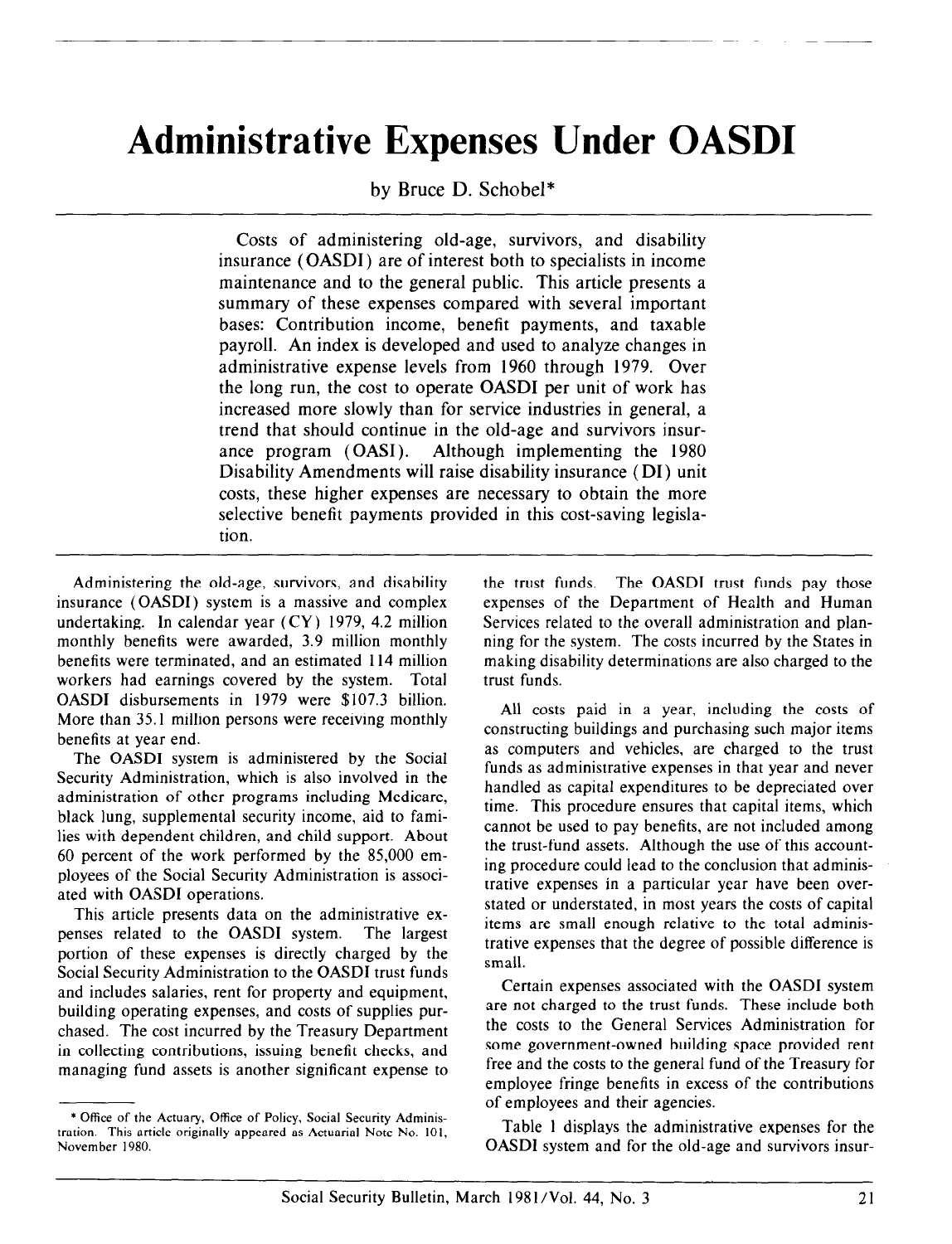# Administrative Expenses Under OASDI

by Bruce D. Schobel*

Costs of administering old-age, survivors, and disability insurance (OASDI) are of interest both to specialists in income maintenance and to the general public. This article presents a summary of these expenses compared with several important bases: Contribution income, benefit payments, and taxable payroll. An index is developed and used to analyze changes in administrative expense levels from 1960 through 1979. Over the long run, the cost to operate OASDI per unit of work has increased more slowly than for service industries in general, a trend that should continue in the old-age and survivors insurance program (OASI). Although implementing the 1980 Disability Amendments will raise disability insurance (DI) unit costs, these higher expenses are necessary to obtain the more selective benefit payments provided in this cost-saving legislation.

---

Administering the old-age, survivors, and disability insurance (OASDI) system is a massive and complex undertaking. In calendar year (CY) 1979, 4.2 million monthly benefits were awarded, 3.9 million monthly benefits were terminated, and an estimated 114 million workers had earnings covered by the system. Total OASDI disbursements in 1979 were $107.3 billion. More than 35.1 million persons were receiving monthly benefits at year end.

The OASDI system is administered by the Social Security Administration, which is also involved in the administration of other programs including Medicare, black lung, supplemental security income, aid to families with dependent children, and child support. About 60 percent of the work performed by the 85,000 employees of the Social Security Administration is associated with OASDI operations.

This article presents data on the administrative expenses related to the OASDI system. The largest portion of these expenses is directly charged by the Social Security Administration to the OASDI trust funds and includes salaries, rent for property and equipment, building operating expenses, and costs of supplies purchased. The cost incurred by the Treasury Department in collecting contributions, issuing benefit checks, and managing fund assets is another significant expense to the trust funds. The OASDI trust funds pay those expenses of the Department of Health and Human Services related to the overall administration and planning for the system. The costs incurred by the States in making disability determinations are also charged to the trust funds.

All costs paid in a year, including the costs of constructing buildings and purchasing such major items as computers and vehicles, are charged to the trust funds as administrative expenses in that year and never handled as capital expenditures to be depreciated over time. This procedure ensures that capital items, which cannot be used to pay benefits, are not included among the trust-fund assets. Although the use of this accounting procedure could lead to the conclusion that administrative expenses in a particular year have been overstated or understated, in most years the costs of capital items are small enough relative to the total administrative expenses that the degree of possible difference is small.

Certain expenses associated with the OASDI system are not charged to the trust funds. These include both the costs to the General Services Administration for some government-owned building space provided rent free and the costs to the general fund of the Treasury for employee fringe benefits in excess of the contributions of employees and their agencies.

Table 1 displays the administrative expenses for the OASDI system and for the old-age and survivors insur-

---

\* Office of the Actuary, Office of Policy, Social Security Administration. This article originally appeared as Actuarial Note No. 101, November 1980.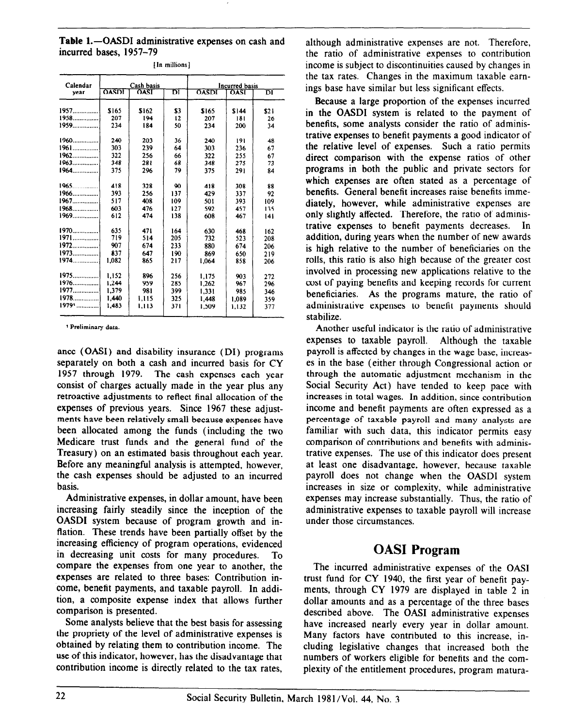**Table 1.—OASDI administrative expenses on cash and incurred bases, 1957–79**

[In millions]

| Calendar year | Cash basis | | | Incurred basis | | |
|---|---|---|---|---|---|---|
| | OASDI | OASI | DI | OASDI | OASI | DI |
| 1957 | $165 | $162 | $3 | $165 | $144 | $21 |
| 1958 | 207 | 194 | 12 | 207 | 181 | 26 |
| 1959 | 234 | 184 | 50 | 234 | 200 | 34 |
| 1960 | 240 | 203 | 36 | 240 | 191 | 48 |
| 1961 | 303 | 239 | 64 | 303 | 236 | 67 |
| 1962 | 322 | 256 | 66 | 322 | 255 | 67 |
| 1963 | 348 | 281 | 68 | 348 | 275 | 73 |
| 1964 | 375 | 296 | 79 | 375 | 291 | 84 |
| 1965 | 418 | 328 | 90 | 418 | 308 | 88 |
| 1966 | 393 | 256 | 137 | 429 | 337 | 92 |
| 1967 | 517 | 408 | 109 | 501 | 393 | 109 |
| 1968 | 603 | 476 | 127 | 592 | 457 | 135 |
| 1969 | 612 | 474 | 138 | 608 | 467 | 141 |
| 1970 | 635 | 471 | 164 | 630 | 468 | 162 |
| 1971 | 719 | 514 | 205 | 732 | 523 | 208 |
| 1972 | 907 | 674 | 233 | 880 | 674 | 206 |
| 1973 | 837 | 647 | 190 | 869 | 650 | 219 |
| 1974 | 1,082 | 865 | 217 | 1,064 | 858 | 206 |
| 1975 | 1,152 | 896 | 256 | 1,175 | 903 | 272 |
| 1976 | 1,244 | 959 | 285 | 1,262 | 967 | 296 |
| 1977 | 1,379 | 981 | 399 | 1,331 | 985 | 346 |
| 1978 | 1,440 | 1,115 | 325 | 1,448 | 1,089 | 359 |
| 1979[1] | 1,483 | 1,113 | 371 | 1,509 | 1,132 | 377 |

[1] Preliminary data.

ance (OASI) and disability insurance (DI) programs separately on both a cash and incurred basis for CY 1957 through 1979. The cash expenses each year consist of charges actually made in the year plus any retroactive adjustments to reflect final allocation of the expenses of previous years. Since 1967 these adjustments have been relatively small because expenses have been allocated among the funds (including the two Medicare trust funds and the general fund of the Treasury) on an estimated basis throughout each year. Before any meaningful analysis is attempted, however, the cash expenses should be adjusted to an incurred basis.

Administrative expenses, in dollar amount, have been increasing fairly steadily since the inception of the OASDI system because of program growth and inflation. These trends have been partially offset by the increasing efficiency of program operations, evidenced in decreasing unit costs for many procedures. To compare the expenses from one year to another, the expenses are related to three bases: Contribution income, benefit payments, and taxable payroll. In addition, a composite expense index that allows further comparison is presented.

Some analysts believe that the best basis for assessing the propriety of the level of administrative expenses is obtained by relating them to contribution income. The use of this indicator, however, has the disadvantage that contribution income is directly related to the tax rates, although administrative expenses are not. Therefore, the ratio of administrative expenses to contribution income is subject to discontinuities caused by changes in the tax rates. Changes in the maximum taxable earnings base have similar but less significant effects.

Because a large proportion of the expenses incurred in the OASDI system is related to the payment of benefits, some analysts consider the ratio of administrative expenses to benefit payments a good indicator of the relative level of expenses. Such a ratio permits direct comparison with the expense ratios of other programs in both the public and private sectors for which expenses are often stated as a percentage of benefits. General benefit increases raise benefits immediately, however, while administrative expenses are only slightly affected. Therefore, the ratio of administrative expenses to benefit payments decreases. In addition, during years when the number of new awards is high relative to the number of beneficiaries on the rolls, this ratio is also high because of the greater cost involved in processing new applications relative to the cost of paying benefits and keeping records for current beneficiaries. As the programs mature, the ratio of administrative expenses to benefit payments should stabilize.

Another useful indicator is the ratio of administrative expenses to taxable payroll. Although the taxable payroll is affected by changes in the wage base, increases in the base (either through Congressional action or through the automatic adjustment mechanism in the Social Security Act) have tended to keep pace with increases in total wages. In addition, since contribution income and benefit payments are often expressed as a percentage of taxable payroll and many analysts are familiar with such data, this indicator permits easy comparison of contributions and benefits with administrative expenses. The use of this indicator does present at least one disadvantage, however, because taxable payroll does not change when the OASDI system increases in size or complexity, while administrative expenses may increase substantially. Thus, the ratio of administrative expenses to taxable payroll will increase under those circumstances.

## OASI Program

The incurred administrative expenses of the OASI trust fund for CY 1940, the first year of benefit payments, through CY 1979 are displayed in table 2 in dollar amounts and as a percentage of the three bases described above. The OASI administrative expenses have increased nearly every year in dollar amount. Many factors have contributed to this increase, including legislative changes that increased both the numbers of workers eligible for benefits and the complexity of the entitlement procedures, program matura-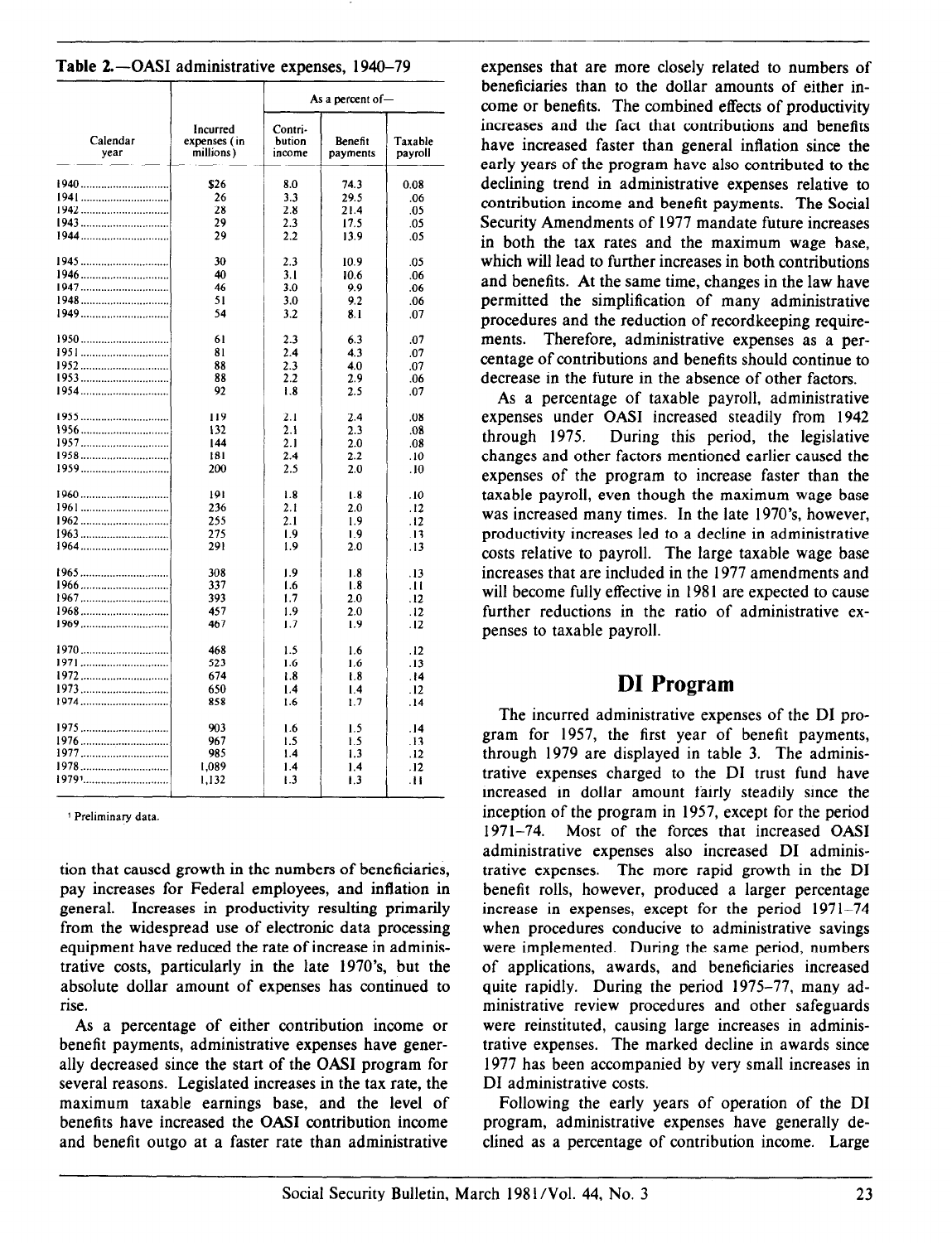**Table 2.—OASI administrative expenses, 1940–79**

| Calendar year | Incurred expenses (in millions) | As a percent of— | | |
|---|---|---|---|---|
| | | Contribution income | Benefit payments | Taxable payroll |
| 1940 | $26 | 8.0 | 74.3 | 0.08 |
| 1941 | 26 | 3.3 | 29.5 | .06 |
| 1942 | 28 | 2.8 | 21.4 | .05 |
| 1943 | 29 | 2.3 | 17.5 | .05 |
| 1944 | 29 | 2.2 | 13.9 | .05 |
| 1945 | 30 | 2.3 | 10.9 | .05 |
| 1946 | 40 | 3.1 | 10.6 | .06 |
| 1947 | 46 | 3.0 | 9.9 | .06 |
| 1948 | 51 | 3.0 | 9.2 | .06 |
| 1949 | 54 | 3.2 | 8.1 | .07 |
| 1950 | 61 | 2.3 | 6.3 | .07 |
| 1951 | 81 | 2.4 | 4.3 | .07 |
| 1952 | 88 | 2.3 | 4.0 | .07 |
| 1953 | 88 | 2.2 | 2.9 | .06 |
| 1954 | 92 | 1.8 | 2.5 | .07 |
| 1955 | 119 | 2.1 | 2.4 | .08 |
| 1956 | 132 | 2.1 | 2.3 | .08 |
| 1957 | 144 | 2.1 | 2.0 | .08 |
| 1958 | 181 | 2.4 | 2.2 | .10 |
| 1959 | 200 | 2.5 | 2.0 | .10 |
| 1960 | 191 | 1.8 | 1.8 | .10 |
| 1961 | 236 | 2.1 | 2.0 | .12 |
| 1962 | 255 | 2.1 | 1.9 | .12 |
| 1963 | 275 | 1.9 | 1.9 | .13 |
| 1964 | 291 | 1.9 | 2.0 | .13 |
| 1965 | 308 | 1.9 | 1.8 | .13 |
| 1966 | 337 | 1.6 | 1.8 | .11 |
| 1967 | 393 | 1.7 | 2.0 | .12 |
| 1968 | 457 | 1.9 | 2.0 | .12 |
| 1969 | 467 | 1.7 | 1.9 | .12 |
| 1970 | 468 | 1.5 | 1.6 | .12 |
| 1971 | 523 | 1.6 | 1.6 | .13 |
| 1972 | 674 | 1.8 | 1.8 | .14 |
| 1973 | 650 | 1.4 | 1.4 | .12 |
| 1974 | 858 | 1.6 | 1.7 | .14 |
| 1975 | 903 | 1.6 | 1.5 | .14 |
| 1976 | 967 | 1.5 | 1.5 | .13 |
| 1977 | 985 | 1.4 | 1.3 | .12 |
| 1978 | 1,089 | 1.4 | 1.4 | .12 |
| 1979[1] | 1,132 | 1.3 | 1.3 | .11 |

[1] Preliminary data.

tion that caused growth in the numbers of beneficiaries, pay increases for Federal employees, and inflation in general. Increases in productivity resulting primarily from the widespread use of electronic data processing equipment have reduced the rate of increase in administrative costs, particularly in the late 1970's, but the absolute dollar amount of expenses has continued to rise.

As a percentage of either contribution income or benefit payments, administrative expenses have generally decreased since the start of the OASI program for several reasons. Legislated increases in the tax rate, the maximum taxable earnings base, and the level of benefits have increased the OASI contribution income and benefit outgo at a faster rate than administrative expenses that are more closely related to numbers of beneficiaries than to the dollar amounts of either income or benefits. The combined effects of productivity increases and the fact that contributions and benefits have increased faster than general inflation since the early years of the program have also contributed to the declining trend in administrative expenses relative to contribution income and benefit payments. The Social Security Amendments of 1977 mandate future increases in both the tax rates and the maximum wage base, which will lead to further increases in both contributions and benefits. At the same time, changes in the law have permitted the simplification of many administrative procedures and the reduction of recordkeeping requirements. Therefore, administrative expenses as a percentage of contributions and benefits should continue to decrease in the future in the absence of other factors.

As a percentage of taxable payroll, administrative expenses under OASI increased steadily from 1942 through 1975. During this period, the legislative changes and other factors mentioned earlier caused the expenses of the program to increase faster than the taxable payroll, even though the maximum wage base was increased many times. In the late 1970's, however, productivity increases led to a decline in administrative costs relative to payroll. The large taxable wage base increases that are included in the 1977 amendments and will become fully effective in 1981 are expected to cause further reductions in the ratio of administrative expenses to taxable payroll.

## DI Program

The incurred administrative expenses of the DI program for 1957, the first year of benefit payments, through 1979 are displayed in table 3. The administrative expenses charged to the DI trust fund have increased in dollar amount fairly steadily since the inception of the program in 1957, except for the period 1971–74. Most of the forces that increased OASI administrative expenses also increased DI administrative expenses. The more rapid growth in the DI benefit rolls, however, produced a larger percentage increase in expenses, except for the period 1971–74 when procedures conducive to administrative savings were implemented. During the same period, numbers of applications, awards, and beneficiaries increased quite rapidly. During the period 1975–77, many administrative review procedures and other safeguards were reinstituted, causing large increases in administrative expenses. The marked decline in awards since 1977 has been accompanied by very small increases in DI administrative costs.

Following the early years of operation of the DI program, administrative expenses have generally declined as a percentage of contribution income. Large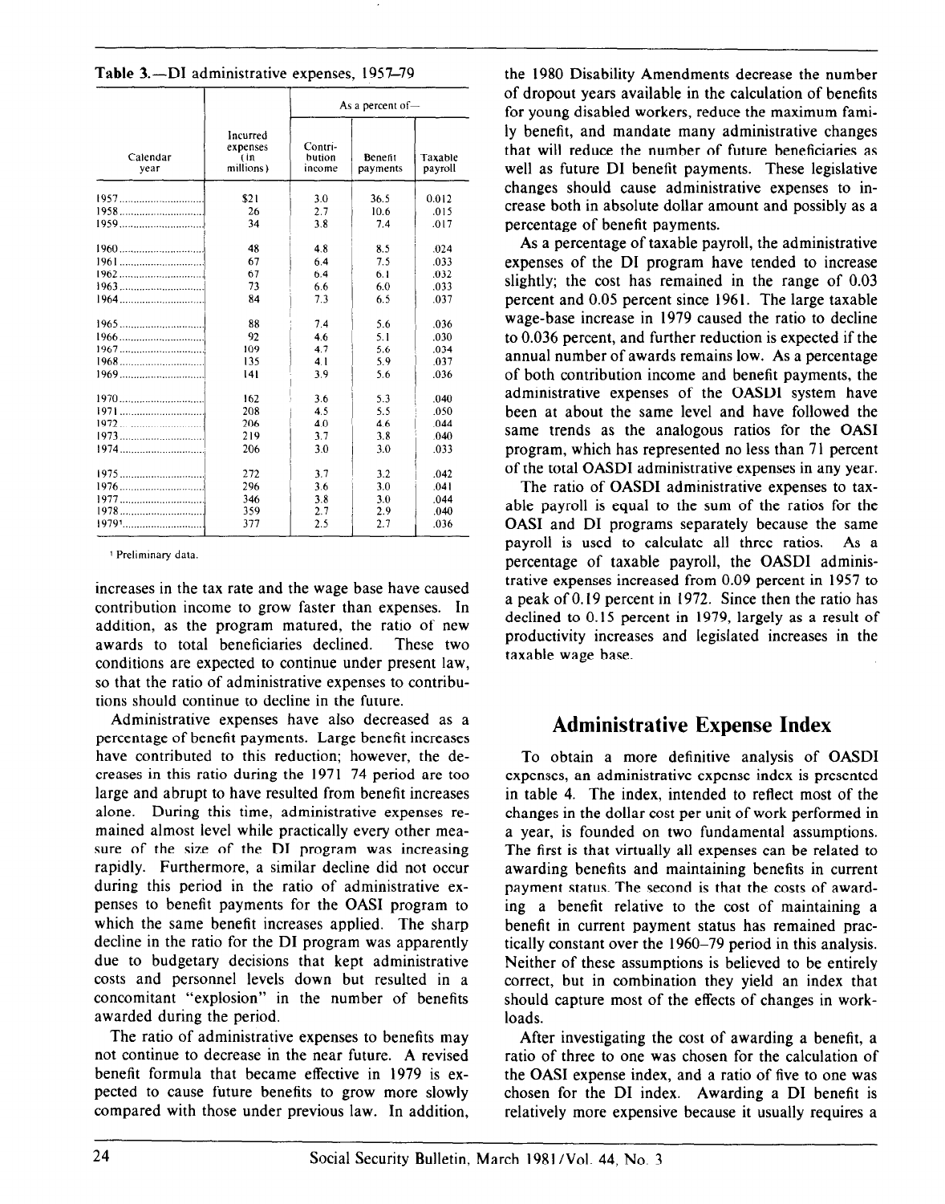**Table 3.—DI administrative expenses, 1957–79**

| Calendar year | Incurred expenses (in millions) | As a percent of— | | |
|---|---|---|---|---|
| | | Contribution income | Benefit payments | Taxable payroll |
| 1957 | $21 | 3.0 | 36.5 | 0.012 |
| 1958 | 26 | 2.7 | 10.6 | .015 |
| 1959 | 34 | 3.8 | 7.4 | .017 |
| 1960 | 48 | 4.8 | 8.5 | .024 |
| 1961 | 67 | 6.4 | 7.5 | .033 |
| 1962 | 67 | 6.4 | 6.1 | .032 |
| 1963 | 73 | 6.6 | 6.0 | .033 |
| 1964 | 84 | 7.3 | 6.5 | .037 |
| 1965 | 88 | 7.4 | 5.6 | .036 |
| 1966 | 92 | 4.6 | 5.1 | .030 |
| 1967 | 109 | 4.7 | 5.6 | .034 |
| 1968 | 135 | 4.1 | 5.9 | .037 |
| 1969 | 141 | 3.9 | 5.6 | .036 |
| 1970 | 162 | 3.6 | 5.3 | .040 |
| 1971 | 208 | 4.5 | 5.5 | .050 |
| 1972 | 206 | 4.0 | 4.6 | .044 |
| 1973 | 219 | 3.7 | 3.8 | .040 |
| 1974 | 206 | 3.0 | 3.0 | .033 |
| 1975 | 272 | 3.7 | 3.2 | .042 |
| 1976 | 296 | 3.6 | 3.0 | .041 |
| 1977 | 346 | 3.8 | 3.0 | .044 |
| 1978 | 359 | 2.7 | 2.9 | .040 |
| 1979[1] | 377 | 2.5 | 2.7 | .036 |

[1] Preliminary data.

increases in the tax rate and the wage base have caused contribution income to grow faster than expenses. In addition, as the program matured, the ratio of new awards to total beneficiaries declined. These two conditions are expected to continue under present law, so that the ratio of administrative expenses to contributions should continue to decline in the future.

Administrative expenses have also decreased as a percentage of benefit payments. Large benefit increases have contributed to this reduction; however, the decreases in this ratio during the 1971–74 period are too large and abrupt to have resulted from benefit increases alone. During this time, administrative expenses remained almost level while practically every other measure of the size of the DI program was increasing rapidly. Furthermore, a similar decline did not occur during this period in the ratio of administrative expenses to benefit payments for the OASI program to which the same benefit increases applied. The sharp decline in the ratio for the DI program was apparently due to budgetary decisions that kept administrative costs and personnel levels down but resulted in a concomitant "explosion" in the number of benefits awarded during the period.

The ratio of administrative expenses to benefits may not continue to decrease in the near future. A revised benefit formula that became effective in 1979 is expected to cause future benefits to grow more slowly compared with those under previous law. In addition, the 1980 Disability Amendments decrease the number of dropout years available in the calculation of benefits for young disabled workers, reduce the maximum family benefit, and mandate many administrative changes that will reduce the number of future beneficiaries as well as future DI benefit payments. These legislative changes should cause administrative expenses to increase both in absolute dollar amount and possibly as a percentage of benefit payments.

As a percentage of taxable payroll, the administrative expenses of the DI program have tended to increase slightly; the cost has remained in the range of 0.03 percent and 0.05 percent since 1961. The large taxable wage-base increase in 1979 caused the ratio to decline to 0.036 percent, and further reduction is expected if the annual number of awards remains low. As a percentage of both contribution income and benefit payments, the administrative expenses of the OASDI system have been at about the same level and have followed the same trends as the analogous ratios for the OASI program, which has represented no less than 71 percent of the total OASDI administrative expenses in any year.

The ratio of OASDI administrative expenses to taxable payroll is equal to the sum of the ratios for the OASI and DI programs separately because the same payroll is used to calculate all three ratios. As a percentage of taxable payroll, the OASDI administrative expenses increased from 0.09 percent in 1957 to a peak of 0.19 percent in 1972. Since then the ratio has declined to 0.15 percent in 1979, largely as a result of productivity increases and legislated increases in the taxable wage base.

## Administrative Expense Index

To obtain a more definitive analysis of OASDI expenses, an administrative expense index is presented in table 4. The index, intended to reflect most of the changes in the dollar cost per unit of work performed in a year, is founded on two fundamental assumptions. The first is that virtually all expenses can be related to awarding benefits and maintaining benefits in current payment status. The second is that the costs of awarding a benefit relative to the cost of maintaining a benefit in current payment status has remained practically constant over the 1960–79 period in this analysis. Neither of these assumptions is believed to be entirely correct, but in combination they yield an index that should capture most of the effects of changes in workloads.

After investigating the cost of awarding a benefit, a ratio of three to one was chosen for the calculation of the OASI expense index, and a ratio of five to one was chosen for the DI index. Awarding a DI benefit is relatively more expensive because it usually requires a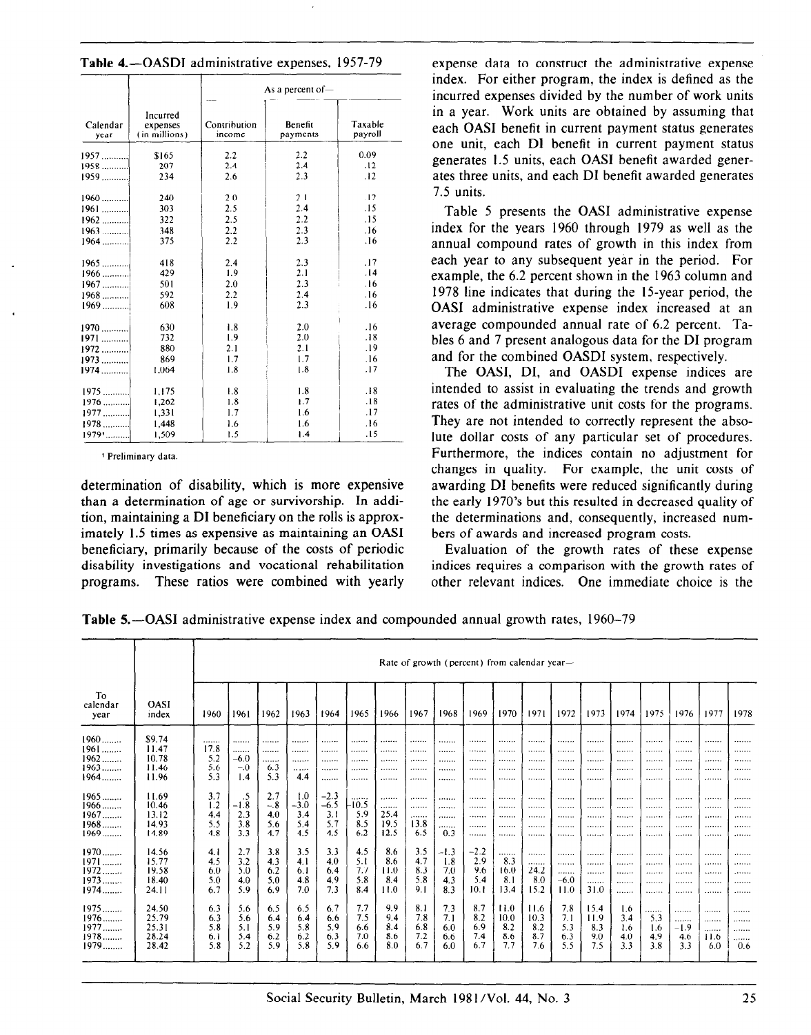**Table 4.**—OASDI administrative expenses, 1957-79

| Calendar year | Incurred expenses (in millions) | As a percent of— Contribution income | Benefit payments | Taxable payroll |
|---|---|---|---|---|
| 1957 | $165 | 2.2 | 2.2 | 0.09 |
| 1958 | 207 | 2.4 | 2.4 | .12 |
| 1959 | 234 | 2.6 | 2.3 | .12 |
| 1960 | 240 | 2.0 | 2.1 | .12 |
| 1961 | 303 | 2.5 | 2.4 | .15 |
| 1962 | 322 | 2.5 | 2.2 | .15 |
| 1963 | 348 | 2.2 | 2.3 | .16 |
| 1964 | 375 | 2.2 | 2.3 | .16 |
| 1965 | 418 | 2.4 | 2.3 | .17 |
| 1966 | 429 | 1.9 | 2.1 | .14 |
| 1967 | 501 | 2.0 | 2.3 | .16 |
| 1968 | 592 | 2.2 | 2.4 | .16 |
| 1969 | 608 | 1.9 | 2.3 | .16 |
| 1970 | 630 | 1.8 | 2.0 | .16 |
| 1971 | 732 | 1.9 | 2.0 | .18 |
| 1972 | 880 | 2.1 | 2.1 | .19 |
| 1973 | 869 | 1.7 | 1.7 | .16 |
| 1974 | 1,064 | 1.8 | 1.8 | .17 |
| 1975 | 1,175 | 1.8 | 1.8 | .18 |
| 1976 | 1,262 | 1.8 | 1.7 | .18 |
| 1977 | 1,331 | 1.7 | 1.6 | .17 |
| 1978 | 1,448 | 1.6 | 1.6 | .16 |
| 1979[1] | 1,509 | 1.5 | 1.4 | .15 |

[1] Preliminary data.

determination of disability, which is more expensive than a determination of age or survivorship. In addition, maintaining a DI beneficiary on the rolls is approximately 1.5 times as expensive as maintaining an OASI beneficiary, primarily because of the costs of periodic disability investigations and vocational rehabilitation programs. These ratios were combined with yearly expense data to construct the administrative expense index. For either program, the index is defined as the incurred expenses divided by the number of work units in a year. Work units are obtained by assuming that each OASI benefit in current payment status generates one unit, each DI benefit in current payment status generates 1.5 units, each OASI benefit awarded generates three units, and each DI benefit awarded generates 7.5 units.

Table 5 presents the OASI administrative expense index for the years 1960 through 1979 as well as the annual compound rates of growth in this index from each year to any subsequent year in the period. For example, the 6.2 percent shown in the 1963 column and 1978 line indicates that during the 15-year period, the OASI administrative expense index increased at an average compounded annual rate of 6.2 percent. Tables 6 and 7 present analogous data for the DI program and for the combined OASDI system, respectively.

The OASI, DI, and OASDI expense indices are intended to assist in evaluating the trends and growth rates of the administrative unit costs for the programs. They are not intended to correctly represent the absolute dollar costs of any particular set of procedures. Furthermore, the indices contain no adjustment for changes in quality. For example, the unit costs of awarding DI benefits were reduced significantly during the early 1970's but this resulted in decreased quality of the determinations and, consequently, increased numbers of awards and increased program costs.

Evaluation of the growth rates of these expense indices requires a comparison with the growth rates of other relevant indices. One immediate choice is the

**Table 5.**—OASI administrative expense index and compounded annual growth rates, 1960–79

| To calendar year | OASI index | Rate of growth (percent) from calendar year— 1960 | 1961 | 1962 | 1963 | 1964 | 1965 | 1966 | 1967 | 1968 | 1969 | 1970 | 1971 | 1972 | 1973 | 1974 | 1975 | 1976 | 1977 | 1978 |
|---|---|---|---|---|---|---|---|---|---|---|---|---|---|---|---|---|---|---|---|---|
| 1960 | $9.74 | ...... | ...... | ...... | ...... | ...... | ...... | ...... | ...... | ...... | ...... | ...... | ...... | ...... | ...... | ...... | ...... | ...... | ...... | ...... |
| 1961 | 11.47 | 17.8 | ...... | ...... | ...... | ...... | ...... | ...... | ...... | ...... | ...... | ...... | ...... | ...... | ...... | ...... | ...... | ...... | ...... | ...... |
| 1962 | 10.78 | 5.2 | -6.0 | ...... | ...... | ...... | ...... | ...... | ...... | ...... | ...... | ...... | ...... | ...... | ...... | ...... | ...... | ...... | ...... | ...... |
| 1963 | 11.46 | 5.6 | -.0 | 6.3 | ...... | ...... | ...... | ...... | ...... | ...... | ...... | ...... | ...... | ...... | ...... | ...... | ...... | ...... | ...... | ...... |
| 1964 | 11.96 | 5.3 | 1.4 | 5.3 | 4.4 | ...... | ...... | ...... | ...... | ...... | ...... | ...... | ...... | ...... | ...... | ...... | ...... | ...... | ...... | ...... |
| 1965 | 11.69 | 3.7 | .5 | 2.7 | 1.0 | -2.3 | ...... | ...... | ...... | ...... | ...... | ...... | ...... | ...... | ...... | ...... | ...... | ...... | ...... | ...... |
| 1966 | 10.46 | 1.2 | -1.8 | -.8 | -3.0 | -6.5 | -10.5 | ...... | ...... | ...... | ...... | ...... | ...... | ...... | ...... | ...... | ...... | ...... | ...... | ...... |
| 1967 | 13.12 | 4.4 | 2.3 | 4.0 | 3.4 | 3.1 | 5.9 | 25.4 | ...... | ...... | ...... | ...... | ...... | ...... | ...... | ...... | ...... | ...... | ...... | ...... |
| 1968 | 14.93 | 5.5 | 3.8 | 5.6 | 5.4 | 5.7 | 8.5 | 19.5 | 13.8 | ...... | ...... | ...... | ...... | ...... | ...... | ...... | ...... | ...... | ...... | ...... |
| 1969 | 14.89 | 4.8 | 3.3 | 4.7 | 4.5 | 4.5 | 6.2 | 12.5 | 6.5 | 0.3 | ...... | ...... | ...... | ...... | ...... | ...... | ...... | ...... | ...... | ...... |
| 1970 | 14.56 | 4.1 | 2.7 | 3.8 | 3.5 | 3.3 | 4.5 | 8.6 | 3.5 | -1.3 | -2.2 | ...... | ...... | ...... | ...... | ...... | ...... | ...... | ...... | ...... |
| 1971 | 15.77 | 4.5 | 3.2 | 4.3 | 4.1 | 4.0 | 5.1 | 8.6 | 4.7 | 1.8 | 2.9 | 8.3 | ...... | ...... | ...... | ...... | ...... | ...... | ...... | ...... |
| 1972 | 19.58 | 6.0 | 5.0 | 6.2 | 6.1 | 6.4 | 7.7 | 11.0 | 8.3 | 7.0 | 9.6 | 16.0 | 24.2 | ...... | ...... | ...... | ...... | ...... | ...... | ...... |
| 1973 | 18.40 | 5.0 | 4.0 | 5.0 | 4.8 | 4.9 | 5.8 | 8.4 | 5.8 | 4.3 | 5.4 | 8.1 | 8.0 | -6.0 | ...... | ...... | ...... | ...... | ...... | ...... |
| 1974 | 24.11 | 6.7 | 5.9 | 6.9 | 7.0 | 7.3 | 8.4 | 11.0 | 9.1 | 8.3 | 10.1 | 13.4 | 15.2 | 11.0 | 31.0 | ...... | ...... | ...... | ...... | ...... |
| 1975 | 24.50 | 6.3 | 5.6 | 6.5 | 6.5 | 6.7 | 7.7 | 9.9 | 8.1 | 7.3 | 8.7 | 11.0 | 11.6 | 7.8 | 15.4 | 1.6 | ...... | ...... | ...... | ...... |
| 1976 | 25.79 | 6.3 | 5.6 | 6.4 | 6.4 | 6.6 | 7.5 | 9.4 | 7.8 | 7.1 | 8.2 | 10.0 | 10.3 | 7.1 | 11.9 | 3.4 | 5.3 | ...... | ...... | ...... |
| 1977 | 25.31 | 5.8 | 5.1 | 5.9 | 5.8 | 5.9 | 6.6 | 8.4 | 6.8 | 6.0 | 6.9 | 8.2 | 8.2 | 5.3 | 8.3 | 1.6 | 1.6 | -1.9 | ...... | ...... |
| 1978 | 28.24 | 6.1 | 5.4 | 6.2 | 6.2 | 6.3 | 7.0 | 8.6 | 7.2 | 6.6 | 7.4 | 8.6 | 8.7 | 6.3 | 9.0 | 4.0 | 4.9 | 4.6 | 11.6 | ...... |
| 1979 | 28.42 | 5.8 | 5.2 | 5.9 | 5.8 | 5.9 | 6.6 | 8.0 | 6.7 | 6.0 | 6.7 | 7.7 | 7.6 | 5.5 | 7.5 | 3.3 | 3.8 | 3.3 | 6.0 | 0.6 |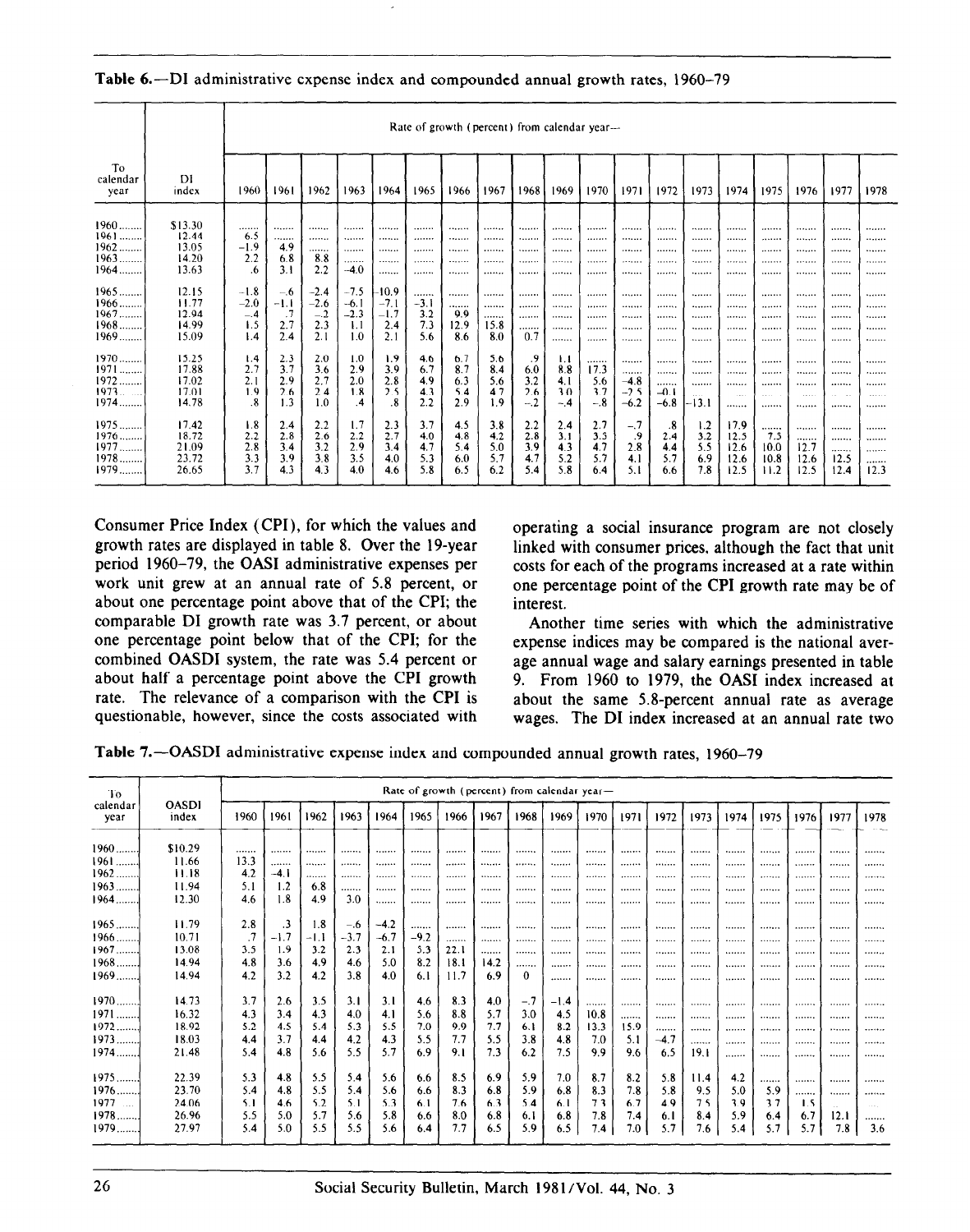**Table 6.**—DI administrative expense index and compounded annual growth rates, 1960–79

| To calendar year | DI index | Rate of growth (percent) from calendar year— | | | | | | | | | | | | | | | | | | |
|---|---|---|---|---|---|---|---|---|---|---|---|---|---|---|---|---|---|---|---|---|
| | | 1960 | 1961 | 1962 | 1963 | 1964 | 1965 | 1966 | 1967 | 1968 | 1969 | 1970 | 1971 | 1972 | 1973 | 1974 | 1975 | 1976 | 1977 | 1978 |
| 1960 | $13.30 | ....... | ....... | ....... | ....... | ....... | ....... | ....... | ....... | ....... | ....... | ....... | ....... | ....... | ....... | ....... | ....... | ....... | ....... | ....... |
| 1961 | 12.44 | 6.5 | ....... | ....... | ....... | ....... | ....... | ....... | ....... | ....... | ....... | ....... | ....... | ....... | ....... | ....... | ....... | ....... | ....... | ....... |
| 1962 | 13.05 | -1.9 | 4.9 | ....... | ....... | ....... | ....... | ....... | ....... | ....... | ....... | ....... | ....... | ....... | ....... | ....... | ....... | ....... | ....... | ....... |
| 1963 | 14.20 | 2.2 | 6.8 | 8.8 | ....... | ....... | ....... | ....... | ....... | ....... | ....... | ....... | ....... | ....... | ....... | ....... | ....... | ....... | ....... | ....... |
| 1964 | 13.63 | .6 | 3.1 | 2.2 | -4.0 | ....... | ....... | ....... | ....... | ....... | ....... | ....... | ....... | ....... | ....... | ....... | ....... | ....... | ....... | ....... |
| 1965 | 12.15 | -1.8 | -.6 | -2.4 | -7.5 | -10.9 | ....... | ....... | ....... | ....... | ....... | ....... | ....... | ....... | ....... | ....... | ....... | ....... | ....... | ....... |
| 1966 | 11.77 | -2.0 | -1.1 | -2.6 | -6.1 | -7.1 | -3.1 | ....... | ....... | ....... | ....... | ....... | ....... | ....... | ....... | ....... | ....... | ....... | ....... | ....... |
| 1967 | 12.94 | -.4 | .7 | -.2 | -2.3 | -1.7 | 3.2 | 9.9 | ....... | ....... | ....... | ....... | ....... | ....... | ....... | ....... | ....... | ....... | ....... | ....... |
| 1968 | 14.99 | 1.5 | 2.7 | 2.3 | 1.1 | 2.4 | 7.3 | 12.9 | 15.8 | ....... | ....... | ....... | ....... | ....... | ....... | ....... | ....... | ....... | ....... | ....... |
| 1969 | 15.09 | 1.4 | 2.4 | 2.1 | 1.0 | 2.1 | 5.6 | 8.6 | 8.0 | 0.7 | ....... | ....... | ....... | ....... | ....... | ....... | ....... | ....... | ....... | ....... |
| 1970 | 15.25 | 1.4 | 2.3 | 2.0 | 1.0 | 1.9 | 4.6 | 6.7 | 5.6 | .9 | 1.1 | ....... | ....... | ....... | ....... | ....... | ....... | ....... | ....... | ....... |
| 1971 | 17.88 | 2.7 | 3.7 | 3.6 | 2.9 | 3.9 | 6.7 | 8.7 | 8.4 | 6.0 | 8.8 | 17.3 | ....... | ....... | ....... | ....... | ....... | ....... | ....... | ....... |
| 1972 | 17.02 | 2.1 | 2.9 | 2.7 | 2.0 | 2.8 | 4.9 | 6.3 | 5.6 | 3.2 | 4.1 | 5.6 | -4.8 | ....... | ....... | ....... | ....... | ....... | ....... | ....... |
| 1973 | 17.01 | 1.9 | 2.6 | 2.4 | 1.8 | 2.5 | 4.3 | 5.4 | 4.7 | 2.6 | 3.0 | 3.7 | -2.5 | -0.1 | ....... | ....... | ....... | ....... | ....... | ....... |
| 1974 | 14.78 | .8 | 1.3 | 1.0 | .4 | .8 | 2.2 | 2.9 | 1.9 | -.2 | -.4 | -.8 | -6.2 | -6.8 | -13.1 | ....... | ....... | ....... | ....... | ....... |
| 1975 | 17.42 | 1.8 | 2.4 | 2.2 | 1.7 | 2.3 | 3.7 | 4.5 | 3.8 | 2.2 | 2.4 | 2.7 | -.7 | .8 | 1.2 | 17.9 | ....... | ....... | ....... | ....... |
| 1976 | 18.72 | 2.2 | 2.8 | 2.6 | 2.2 | 2.7 | 4.0 | 4.8 | 4.2 | 2.8 | 3.1 | 3.5 | .9 | 2.4 | 3.2 | 12.5 | 7.5 | ....... | ....... | ....... |
| 1977 | 21.09 | 2.8 | 3.4 | 3.2 | 2.9 | 3.4 | 4.7 | 5.4 | 5.0 | 3.9 | 4.3 | 4.7 | 2.8 | 4.4 | 5.5 | 12.6 | 10.0 | 12.7 | ....... | ....... |
| 1978 | 23.72 | 3.3 | 3.9 | 3.8 | 3.5 | 4.0 | 5.3 | 6.0 | 5.7 | 4.7 | 5.2 | 5.7 | 4.1 | 5.7 | 6.9 | 12.6 | 10.8 | 12.6 | 12.5 | ....... |
| 1979 | 26.65 | 3.7 | 4.3 | 4.3 | 4.0 | 4.6 | 5.8 | 6.5 | 6.2 | 5.4 | 5.8 | 6.4 | 5.1 | 6.6 | 7.8 | 12.5 | 11.2 | 12.5 | 12.4 | 12.3 |

Consumer Price Index (CPI), for which the values and growth rates are displayed in table 8. Over the 19-year period 1960–79, the OASI administrative expenses per work unit grew at an annual rate of 5.8 percent, or about one percentage point above that of the CPI; the comparable DI growth rate was 3.7 percent, or about one percentage point below that of the CPI; for the combined OASDI system, the rate was 5.4 percent or about half a percentage point above the CPI growth rate. The relevance of a comparison with the CPI is questionable, however, since the costs associated with operating a social insurance program are not closely linked with consumer prices, although the fact that unit costs for each of the programs increased at a rate within one percentage point of the CPI growth rate may be of interest.

Another time series with which the administrative expense indices may be compared is the national average annual wage and salary earnings presented in table 9. From 1960 to 1979, the OASI index increased at about the same 5.8-percent annual rate as average wages. The DI index increased at an annual rate two

**Table 7.**—OASDI administrative expense index and compounded annual growth rates, 1960–79

| To calendar year | OASDI index | Rate of growth (percent) from calendar year— | | | | | | | | | | | | | | | | | | |
|---|---|---|---|---|---|---|---|---|---|---|---|---|---|---|---|---|---|---|---|---|
| | | 1960 | 1961 | 1962 | 1963 | 1964 | 1965 | 1966 | 1967 | 1968 | 1969 | 1970 | 1971 | 1972 | 1973 | 1974 | 1975 | 1976 | 1977 | 1978 |
| 1960 | $10.29 | ....... | ....... | ....... | ....... | ....... | ....... | ....... | ....... | ....... | ....... | ....... | ....... | ....... | ....... | ....... | ....... | ....... | ....... | ....... |
| 1961 | 11.66 | 13.3 | ....... | ....... | ....... | ....... | ....... | ....... | ....... | ....... | ....... | ....... | ....... | ....... | ....... | ....... | ....... | ....... | ....... | ....... |
| 1962 | 11.18 | 4.2 | -4.1 | ....... | ....... | ....... | ....... | ....... | ....... | ....... | ....... | ....... | ....... | ....... | ....... | ....... | ....... | ....... | ....... | ....... |
| 1963 | 11.94 | 5.1 | 1.2 | 6.8 | ....... | ....... | ....... | ....... | ....... | ....... | ....... | ....... | ....... | ....... | ....... | ....... | ....... | ....... | ....... | ....... |
| 1964 | 12.30 | 4.6 | 1.8 | 4.9 | 3.0 | ....... | ....... | ....... | ....... | ....... | ....... | ....... | ....... | ....... | ....... | ....... | ....... | ....... | ....... | ....... |
| 1965 | 11.79 | 2.8 | .3 | 1.8 | -.6 | -4.2 | ....... | ....... | ....... | ....... | ....... | ....... | ....... | ....... | ....... | ....... | ....... | ....... | ....... | ....... |
| 1966 | 10.71 | .7 | -1.7 | -1.1 | -3.7 | -6.7 | -9.2 | ....... | ....... | ....... | ....... | ....... | ....... | ....... | ....... | ....... | ....... | ....... | ....... | ....... |
| 1967 | 13.08 | 3.5 | 1.9 | 3.2 | 2.3 | 2.1 | 5.3 | 22.1 | ....... | ....... | ....... | ....... | ....... | ....... | ....... | ....... | ....... | ....... | ....... | ....... |
| 1968 | 14.94 | 4.8 | 3.6 | 4.9 | 4.6 | 5.0 | 8.2 | 18.1 | 14.2 | ....... | ....... | ....... | ....... | ....... | ....... | ....... | ....... | ....... | ....... | ....... |
| 1969 | 14.94 | 4.2 | 3.2 | 4.2 | 3.8 | 4.0 | 6.1 | 11.7 | 6.9 | 0 | ....... | ....... | ....... | ....... | ....... | ....... | ....... | ....... | ....... | ....... |
| 1970 | 14.73 | 3.7 | 2.6 | 3.5 | 3.1 | 3.1 | 4.6 | 8.3 | 4.0 | -.7 | -1.4 | ....... | ....... | ....... | ....... | ....... | ....... | ....... | ....... | ....... |
| 1971 | 16.32 | 4.3 | 3.4 | 4.3 | 4.0 | 4.1 | 5.6 | 8.8 | 5.7 | 3.0 | 4.5 | 10.8 | ....... | ....... | ....... | ....... | ....... | ....... | ....... | ....... |
| 1972 | 18.92 | 5.2 | 4.5 | 5.4 | 5.3 | 5.5 | 7.0 | 9.9 | 7.7 | 6.1 | 8.2 | 13.3 | 15.9 | ....... | ....... | ....... | ....... | ....... | ....... | ....... |
| 1973 | 18.03 | 4.4 | 3.7 | 4.4 | 4.2 | 4.3 | 5.5 | 7.7 | 5.5 | 3.8 | 4.8 | 7.0 | 5.1 | -4.7 | ....... | ....... | ....... | ....... | ....... | ....... |
| 1974 | 21.48 | 5.4 | 4.8 | 5.6 | 5.5 | 5.7 | 6.9 | 9.1 | 7.3 | 6.2 | 7.5 | 9.9 | 9.6 | 6.5 | 19.1 | ....... | ....... | ....... | ....... | ....... |
| 1975 | 22.39 | 5.3 | 4.8 | 5.5 | 5.4 | 5.6 | 6.6 | 8.5 | 6.9 | 5.9 | 7.0 | 8.7 | 8.2 | 5.8 | 11.4 | 4.2 | ....... | ....... | ....... | ....... |
| 1976 | 23.70 | 5.4 | 4.8 | 5.5 | 5.4 | 5.6 | 6.6 | 8.3 | 6.8 | 5.9 | 6.8 | 8.3 | 7.8 | 5.8 | 9.5 | 5.0 | 5.9 | ....... | ....... | ....... |
| 1977 | 24.06 | 5.1 | 4.6 | 5.2 | 5.1 | 5.3 | 6.1 | 7.6 | 6.3 | 5.4 | 6.1 | 7.3 | 6.7 | 4.9 | 7.5 | 3.9 | 3.7 | 1.5 | ....... | ....... |
| 1978 | 26.96 | 5.5 | 5.0 | 5.7 | 5.6 | 5.8 | 6.6 | 8.0 | 6.8 | 6.1 | 6.8 | 7.8 | 7.4 | 6.1 | 8.4 | 5.9 | 6.4 | 6.7 | 12.1 | ....... |
| 1979 | 27.97 | 5.4 | 5.0 | 5.5 | 5.5 | 5.6 | 6.4 | 7.7 | 6.5 | 5.9 | 6.5 | 7.4 | 7.0 | 5.7 | 7.6 | 5.4 | 5.7 | 5.7 | 7.8 | 3.6 |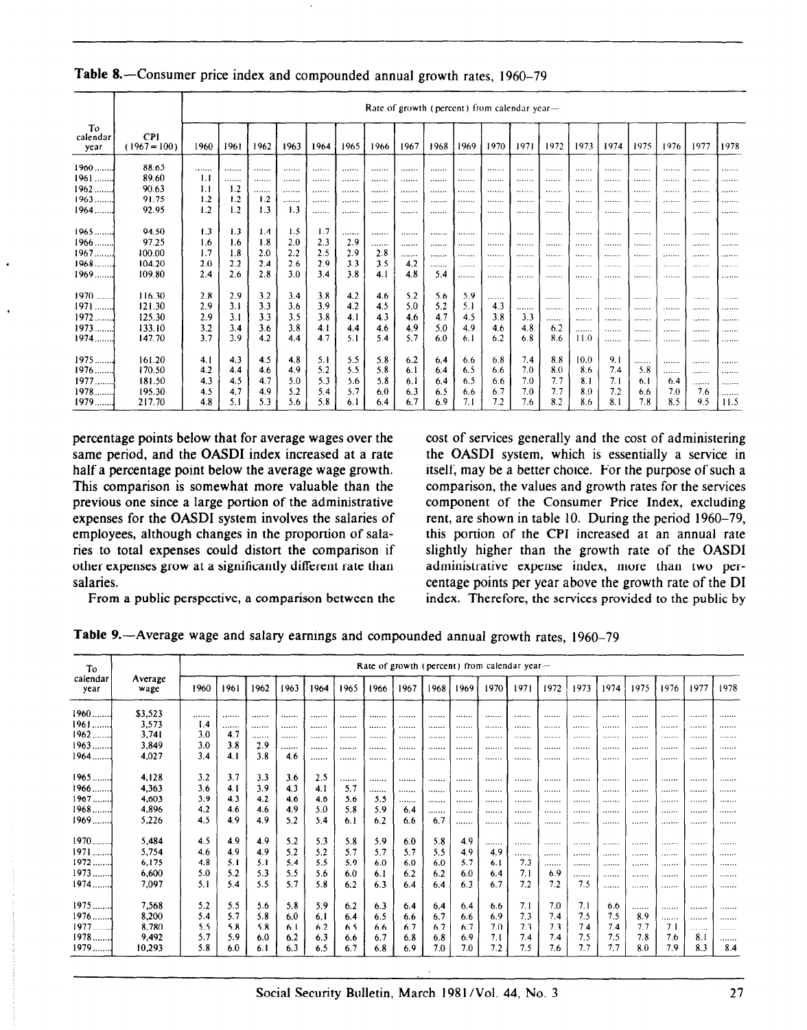**Table 8.**—Consumer price index and compounded annual growth rates, 1960–79

| To calendar year | CPI (1967=100) | Rate of growth (percent) from calendar year— | | | | | | | | | | | | | | | | | | |
|---|---|---|---|---|---|---|---|---|---|---|---|---|---|---|---|---|---|---|---|---|
| | | 1960 | 1961 | 1962 | 1963 | 1964 | 1965 | 1966 | 1967 | 1968 | 1969 | 1970 | 1971 | 1972 | 1973 | 1974 | 1975 | 1976 | 1977 | 1978 |
| 1960 | 88.65 | ....... | ....... | ....... | ....... | ....... | ....... | ....... | ....... | ....... | ....... | ....... | ....... | ....... | ....... | ....... | ....... | ....... | ....... | ....... |
| 1961 | 89.60 | 1.1 | ....... | ....... | ....... | ....... | ....... | ....... | ....... | ....... | ....... | ....... | ....... | ....... | ....... | ....... | ....... | ....... | ....... | ....... |
| 1962 | 90.63 | 1.1 | 1.2 | ....... | ....... | ....... | ....... | ....... | ....... | ....... | ....... | ....... | ....... | ....... | ....... | ....... | ....... | ....... | ....... | ....... |
| 1963 | 91.75 | 1.2 | 1.2 | 1.2 | ....... | ....... | ....... | ....... | ....... | ....... | ....... | ....... | ....... | ....... | ....... | ....... | ....... | ....... | ....... | ....... |
| 1964 | 92.95 | 1.2 | 1.2 | 1.3 | 1.3 | ....... | ....... | ....... | ....... | ....... | ....... | ....... | ....... | ....... | ....... | ....... | ....... | ....... | ....... | ....... |
| 1965 | 94.50 | 1.3 | 1.3 | 1.4 | 1.5 | 1.7 | ....... | ....... | ....... | ....... | ....... | ....... | ....... | ....... | ....... | ....... | ....... | ....... | ....... | ....... |
| 1966 | 97.25 | 1.6 | 1.6 | 1.8 | 2.0 | 2.3 | 2.9 | ....... | ....... | ....... | ....... | ....... | ....... | ....... | ....... | ....... | ....... | ....... | ....... | ....... |
| 1967 | 100.00 | 1.7 | 1.8 | 2.0 | 2.2 | 2.5 | 2.9 | 2.8 | ....... | ....... | ....... | ....... | ....... | ....... | ....... | ....... | ....... | ....... | ....... | ....... |
| 1968 | 104.20 | 2.0 | 2.2 | 2.4 | 2.6 | 2.9 | 3.3 | 3.5 | 4.2 | ....... | ....... | ....... | ....... | ....... | ....... | ....... | ....... | ....... | ....... | ....... |
| 1969 | 109.80 | 2.4 | 2.6 | 2.8 | 3.0 | 3.4 | 3.8 | 4.1 | 4.8 | 5.4 | ....... | ....... | ....... | ....... | ....... | ....... | ....... | ....... | ....... | ....... |
| 1970 | 116.30 | 2.8 | 2.9 | 3.2 | 3.4 | 3.8 | 4.2 | 4.6 | 5.2 | 5.6 | 5.9 | ....... | ....... | ....... | ....... | ....... | ....... | ....... | ....... | ....... |
| 1971 | 121.30 | 2.9 | 3.1 | 3.3 | 3.6 | 3.9 | 4.2 | 4.5 | 5.0 | 5.2 | 5.1 | 4.3 | ....... | ....... | ....... | ....... | ....... | ....... | ....... | ....... |
| 1972 | 125.30 | 2.9 | 3.1 | 3.3 | 3.5 | 3.8 | 4.1 | 4.3 | 4.6 | 4.7 | 4.5 | 3.8 | 3.3 | ....... | ....... | ....... | ....... | ....... | ....... | ....... |
| 1973 | 133.10 | 3.2 | 3.4 | 3.6 | 3.8 | 4.1 | 4.4 | 4.6 | 4.9 | 5.0 | 4.9 | 4.6 | 4.8 | 6.2 | ....... | ....... | ....... | ....... | ....... | ....... |
| 1974 | 147.70 | 3.7 | 3.9 | 4.2 | 4.4 | 4.7 | 5.1 | 5.4 | 5.7 | 6.0 | 6.1 | 6.2 | 6.8 | 8.6 | 11.0 | ....... | ....... | ....... | ....... | ....... |
| 1975 | 161.20 | 4.1 | 4.3 | 4.5 | 4.8 | 5.1 | 5.5 | 5.8 | 6.2 | 6.4 | 6.6 | 6.8 | 7.4 | 8.8 | 10.0 | 9.1 | ....... | ....... | ....... | ....... |
| 1976 | 170.50 | 4.2 | 4.4 | 4.6 | 4.9 | 5.2 | 5.5 | 5.8 | 6.1 | 6.4 | 6.5 | 6.6 | 7.0 | 8.0 | 8.6 | 7.4 | 5.8 | ....... | ....... | ....... |
| 1977 | 181.50 | 4.3 | 4.5 | 4.7 | 5.0 | 5.3 | 5.6 | 5.8 | 6.1 | 6.4 | 6.5 | 6.6 | 7.0 | 7.7 | 8.1 | 7.1 | 6.1 | 6.4 | ....... | ....... |
| 1978 | 195.30 | 4.5 | 4.7 | 4.9 | 5.2 | 5.4 | 5.7 | 6.0 | 6.3 | 6.5 | 6.6 | 6.7 | 7.0 | 7.7 | 8.0 | 7.2 | 6.6 | 7.0 | 7.6 | ....... |
| 1979 | 217.70 | 4.8 | 5.1 | 5.3 | 5.6 | 5.8 | 6.1 | 6.4 | 6.7 | 6.9 | 7.1 | 7.2 | 7.6 | 8.2 | 8.6 | 8.1 | 7.8 | 8.5 | 9.5 | 11.5 |

percentage points below that for average wages over the same period, and the OASDI index increased at a rate half a percentage point below the average wage growth. This comparison is somewhat more valuable than the previous one since a large portion of the administrative expenses for the OASDI system involves the salaries of employees, although changes in the proportion of salaries to total expenses could distort the comparison if other expenses grow at a significantly different rate than salaries.

From a public perspective, a comparison between the cost of services generally and the cost of administering the OASDI system, which is essentially a service in itself, may be a better choice. For the purpose of such a comparison, the values and growth rates for the services component of the Consumer Price Index, excluding rent, are shown in table 10. During the period 1960–79, this portion of the CPI increased at an annual rate slightly higher than the growth rate of the OASDI administrative expense index, more than two percentage points per year above the growth rate of the DI index. Therefore, the services provided to the public by

**Table 9.**—Average wage and salary earnings and compounded annual growth rates, 1960–79

| To calendar year | Average wage | Rate of growth (percent) from calendar year— | | | | | | | | | | | | | | | | | | |
|---|---|---|---|---|---|---|---|---|---|---|---|---|---|---|---|---|---|---|---|---|
| | | 1960 | 1961 | 1962 | 1963 | 1964 | 1965 | 1966 | 1967 | 1968 | 1969 | 1970 | 1971 | 1972 | 1973 | 1974 | 1975 | 1976 | 1977 | 1978 |
| 1960 | $3,523 | ....... | ....... | ....... | ....... | ....... | ....... | ....... | ....... | ....... | ....... | ....... | ....... | ....... | ....... | ....... | ....... | ....... | ....... | ....... |
| 1961 | 3,573 | 1.4 | ....... | ....... | ....... | ....... | ....... | ....... | ....... | ....... | ....... | ....... | ....... | ....... | ....... | ....... | ....... | ....... | ....... | ....... |
| 1962 | 3,741 | 3.0 | 4.7 | ....... | ....... | ....... | ....... | ....... | ....... | ....... | ....... | ....... | ....... | ....... | ....... | ....... | ....... | ....... | ....... | ....... |
| 1963 | 3,849 | 3.0 | 3.8 | 2.9 | ....... | ....... | ....... | ....... | ....... | ....... | ....... | ....... | ....... | ....... | ....... | ....... | ....... | ....... | ....... | ....... |
| 1964 | 4,027 | 3.4 | 4.1 | 3.8 | 4.6 | ....... | ....... | ....... | ....... | ....... | ....... | ....... | ....... | ....... | ....... | ....... | ....... | ....... | ....... | ....... |
| 1965 | 4,128 | 3.2 | 3.7 | 3.3 | 3.6 | 2.5 | ....... | ....... | ....... | ....... | ....... | ....... | ....... | ....... | ....... | ....... | ....... | ....... | ....... | ....... |
| 1966 | 4,363 | 3.6 | 4.1 | 3.9 | 4.3 | 4.1 | 5.7 | ....... | ....... | ....... | ....... | ....... | ....... | ....... | ....... | ....... | ....... | ....... | ....... | ....... |
| 1967 | 4,603 | 3.9 | 4.3 | 4.2 | 4.6 | 4.6 | 5.6 | 5.5 | ....... | ....... | ....... | ....... | ....... | ....... | ....... | ....... | ....... | ....... | ....... | ....... |
| 1968 | 4,896 | 4.2 | 4.6 | 4.6 | 4.9 | 5.0 | 5.8 | 5.9 | 6.4 | ....... | ....... | ....... | ....... | ....... | ....... | ....... | ....... | ....... | ....... | ....... |
| 1969 | 5,226 | 4.5 | 4.9 | 4.9 | 5.2 | 5.4 | 6.1 | 6.2 | 6.6 | 6.7 | ....... | ....... | ....... | ....... | ....... | ....... | ....... | ....... | ....... | ....... |
| 1970 | 5,484 | 4.5 | 4.9 | 4.9 | 5.2 | 5.3 | 5.8 | 5.9 | 6.0 | 5.8 | 4.9 | ....... | ....... | ....... | ....... | ....... | ....... | ....... | ....... | ....... |
| 1971 | 5,754 | 4.6 | 4.9 | 4.9 | 5.2 | 5.2 | 5.7 | 5.7 | 5.7 | 5.5 | 4.9 | 4.9 | ....... | ....... | ....... | ....... | ....... | ....... | ....... | ....... |
| 1972 | 6,175 | 4.8 | 5.1 | 5.1 | 5.4 | 5.5 | 5.9 | 6.0 | 6.0 | 6.0 | 5.7 | 6.1 | 7.3 | ....... | ....... | ....... | ....... | ....... | ....... | ....... |
| 1973 | 6,600 | 5.0 | 5.2 | 5.3 | 5.5 | 5.6 | 6.0 | 6.1 | 6.2 | 6.2 | 6.0 | 6.4 | 7.1 | 6.9 | ....... | ....... | ....... | ....... | ....... | ....... |
| 1974 | 7,097 | 5.1 | 5.4 | 5.5 | 5.7 | 5.8 | 6.2 | 6.3 | 6.4 | 6.4 | 6.3 | 6.7 | 7.2 | 7.2 | 7.5 | ....... | ....... | ....... | ....... | ....... |
| 1975 | 7,568 | 5.2 | 5.5 | 5.6 | 5.8 | 5.9 | 6.2 | 6.3 | 6.4 | 6.4 | 6.4 | 6.6 | 7.1 | 7.0 | 7.1 | 6.6 | ....... | ....... | ....... | ....... |
| 1976 | 8,200 | 5.4 | 5.7 | 5.8 | 6.0 | 6.1 | 6.4 | 6.5 | 6.6 | 6.7 | 6.6 | 6.9 | 7.3 | 7.4 | 7.5 | 7.5 | 8.9 | ....... | ....... | ....... |
| 1977 | 8,780 | 5.5 | 5.8 | 5.8 | 6.1 | 6.2 | 6.5 | 6.6 | 6.7 | 6.7 | 6.7 | 7.0 | 7.3 | 7.3 | 7.4 | 7.4 | 7.7 | 7.1 | ....... | ....... |
| 1978 | 9,492 | 5.7 | 5.9 | 6.0 | 6.2 | 6.3 | 6.6 | 6.7 | 6.8 | 6.8 | 6.9 | 7.1 | 7.4 | 7.4 | 7.5 | 7.5 | 7.8 | 7.6 | 8.1 | ....... |
| 1979 | 10,293 | 5.8 | 6.0 | 6.1 | 6.3 | 6.5 | 6.7 | 6.8 | 6.9 | 7.0 | 7.0 | 7.2 | 7.5 | 7.6 | 7.7 | 7.7 | 8.0 | 7.9 | 8.3 | 8.4 |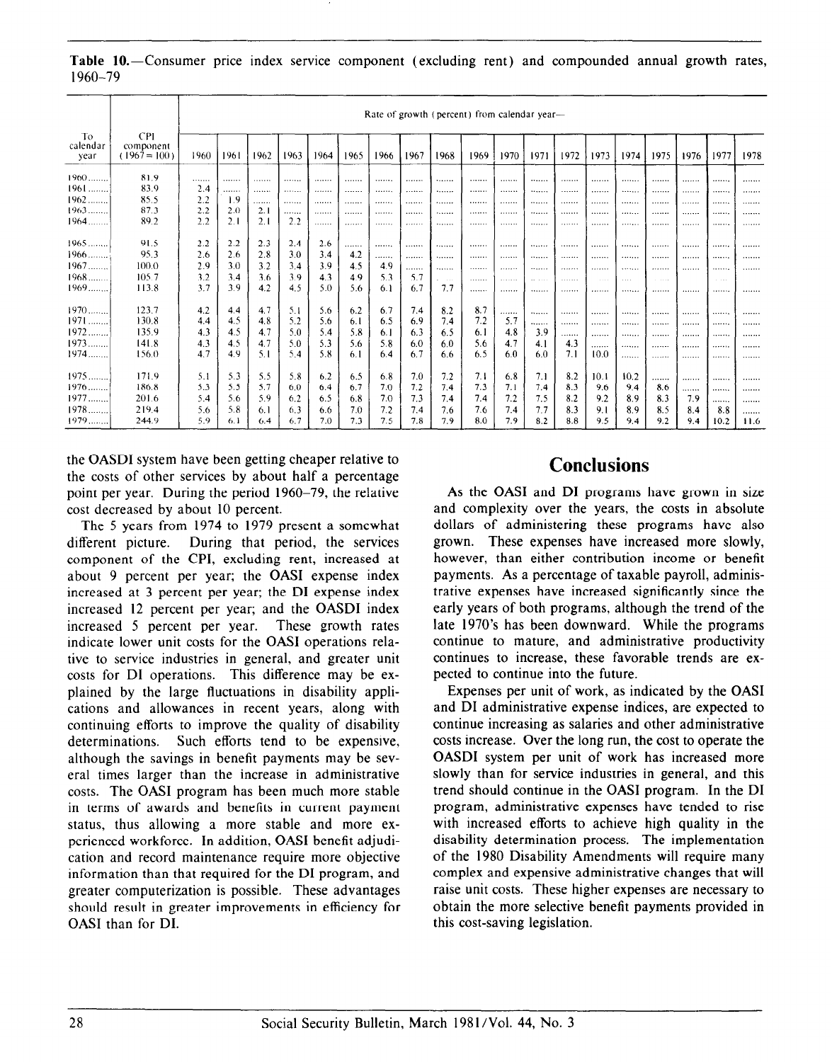**Table 10.**—Consumer price index service component (excluding rent) and compounded annual growth rates, 1960–79

| To calendar year | CPI component (1967 = 100) | Rate of growth (percent) from calendar year— | | | | | | | | | | | | | | | | | | |
|---|---|---|---|---|---|---|---|---|---|---|---|---|---|---|---|---|---|---|---|---|
| | | 1960 | 1961 | 1962 | 1963 | 1964 | 1965 | 1966 | 1967 | 1968 | 1969 | 1970 | 1971 | 1972 | 1973 | 1974 | 1975 | 1976 | 1977 | 1978 |
| 1960 | 81.9 | ....... | ....... | ....... | ....... | ....... | ....... | ....... | ....... | ....... | ....... | ....... | ....... | ....... | ....... | ....... | ....... | ....... | ....... | ....... |
| 1961 | 83.9 | 2.4 | ....... | ....... | ....... | ....... | ....... | ....... | ....... | ....... | ....... | ....... | ....... | ....... | ....... | ....... | ....... | ....... | ....... | ....... |
| 1962 | 85.5 | 2.2 | 1.9 | ....... | ....... | ....... | ....... | ....... | ....... | ....... | ....... | ....... | ....... | ....... | ....... | ....... | ....... | ....... | ....... | ....... |
| 1963 | 87.3 | 2.2 | 2.0 | 2.1 | ....... | ....... | ....... | ....... | ....... | ....... | ....... | ....... | ....... | ....... | ....... | ....... | ....... | ....... | ....... | ....... |
| 1964 | 89.2 | 2.2 | 2.1 | 2.1 | 2.2 | ....... | ....... | ....... | ....... | ....... | ....... | ....... | ....... | ....... | ....... | ....... | ....... | ....... | ....... | ....... |
| 1965 | 91.5 | 2.2 | 2.2 | 2.3 | 2.4 | 2.6 | ....... | ....... | ....... | ....... | ....... | ....... | ....... | ....... | ....... | ....... | ....... | ....... | ....... | ....... |
| 1966 | 95.3 | 2.6 | 2.6 | 2.8 | 3.0 | 3.4 | 4.2 | ....... | ....... | ....... | ....... | ....... | ....... | ....... | ....... | ....... | ....... | ....... | ....... | ....... |
| 1967 | 100.0 | 2.9 | 3.0 | 3.2 | 3.4 | 3.9 | 4.5 | 4.9 | ....... | ....... | ....... | ....... | ....... | ....... | ....... | ....... | ....... | ....... | ....... | ....... |
| 1968 | 105.7 | 3.2 | 3.4 | 3.6 | 3.9 | 4.3 | 4.9 | 5.3 | 5.7 | ....... | ....... | ....... | ....... | ....... | ....... | ....... | ....... | ....... | ....... | ....... |
| 1969 | 113.8 | 3.7 | 3.9 | 4.2 | 4.5 | 5.0 | 5.6 | 6.1 | 6.7 | 7.7 | ....... | ....... | ....... | ....... | ....... | ....... | ....... | ....... | ....... | ....... |
| 1970 | 123.7 | 4.2 | 4.4 | 4.7 | 5.1 | 5.6 | 6.2 | 6.7 | 7.4 | 8.2 | 8.7 | ....... | ....... | ....... | ....... | ....... | ....... | ....... | ....... | ....... |
| 1971 | 130.8 | 4.4 | 4.5 | 4.8 | 5.2 | 5.6 | 6.1 | 6.5 | 6.9 | 7.4 | 7.2 | 5.7 | ....... | ....... | ....... | ....... | ....... | ....... | ....... | ....... |
| 1972 | 135.9 | 4.3 | 4.5 | 4.7 | 5.0 | 5.4 | 5.8 | 6.1 | 6.3 | 6.5 | 6.1 | 4.8 | 3.9 | ....... | ....... | ....... | ....... | ....... | ....... | ....... |
| 1973 | 141.8 | 4.3 | 4.5 | 4.7 | 5.0 | 5.3 | 5.6 | 5.8 | 6.0 | 6.0 | 5.6 | 4.7 | 4.1 | 4.3 | ....... | ....... | ....... | ....... | ....... | ....... |
| 1974 | 156.0 | 4.7 | 4.9 | 5.1 | 5.4 | 5.8 | 6.1 | 6.4 | 6.7 | 6.6 | 6.5 | 6.0 | 6.0 | 7.1 | 10.0 | ....... | ....... | ....... | ....... | ....... |
| 1975 | 171.9 | 5.1 | 5.3 | 5.5 | 5.8 | 6.2 | 6.5 | 6.8 | 7.0 | 7.2 | 7.1 | 6.8 | 7.1 | 8.2 | 10.1 | 10.2 | ....... | ....... | ....... | ....... |
| 1976 | 186.8 | 5.3 | 5.5 | 5.7 | 6.0 | 6.4 | 6.7 | 7.0 | 7.2 | 7.4 | 7.3 | 7.1 | 7.4 | 8.3 | 9.6 | 9.4 | 8.6 | ....... | ....... | ....... |
| 1977 | 201.6 | 5.4 | 5.6 | 5.9 | 6.2 | 6.5 | 6.8 | 7.0 | 7.3 | 7.4 | 7.4 | 7.2 | 7.5 | 8.2 | 9.2 | 8.9 | 8.3 | 7.9 | ....... | ....... |
| 1978 | 219.4 | 5.6 | 5.8 | 6.1 | 6.3 | 6.6 | 7.0 | 7.2 | 7.4 | 7.6 | 7.6 | 7.4 | 7.7 | 8.3 | 9.1 | 8.9 | 8.5 | 8.4 | 8.8 | ....... |
| 1979 | 244.9 | 5.9 | 6.1 | 6.4 | 6.7 | 7.0 | 7.3 | 7.5 | 7.8 | 7.9 | 8.0 | 7.9 | 8.2 | 8.8 | 9.5 | 9.4 | 9.2 | 9.4 | 10.2 | 11.6 |

the OASDI system have been getting cheaper relative to the costs of other services by about half a percentage point per year. During the period 1960–79, the relative cost decreased by about 10 percent.

The 5 years from 1974 to 1979 present a somewhat different picture. During that period, the services component of the CPI, excluding rent, increased at about 9 percent per year; the OASI expense index increased at 3 percent per year; the DI expense index increased 12 percent per year; and the OASDI index increased 5 percent per year. These growth rates indicate lower unit costs for the OASI operations relative to service industries in general, and greater unit costs for DI operations. This difference may be explained by the large fluctuations in disability applications and allowances in recent years, along with continuing efforts to improve the quality of disability determinations. Such efforts tend to be expensive, although the savings in benefit payments may be several times larger than the increase in administrative costs. The OASI program has been much more stable in terms of awards and benefits in current payment status, thus allowing a more stable and more experienced workforce. In addition, OASI benefit adjudication and record maintenance require more objective information than that required for the DI program, and greater computerization is possible. These advantages should result in greater improvements in efficiency for OASI than for DI.

## Conclusions

As the OASI and DI programs have grown in size and complexity over the years, the costs in absolute dollars of administering these programs have also grown. These expenses have increased more slowly, however, than either contribution income or benefit payments. As a percentage of taxable payroll, administrative expenses have increased significantly since the early years of both programs, although the trend of the late 1970's has been downward. While the programs continue to mature, and administrative productivity continues to increase, these favorable trends are expected to continue into the future.

Expenses per unit of work, as indicated by the OASI and DI administrative expense indices, are expected to continue increasing as salaries and other administrative costs increase. Over the long run, the cost to operate the OASDI system per unit of work has increased more slowly than for service industries in general, and this trend should continue in the OASI program. In the DI program, administrative expenses have tended to rise with increased efforts to achieve high quality in the disability determination process. The implementation of the 1980 Disability Amendments will require many complex and expensive administrative changes that will raise unit costs. These higher expenses are necessary to obtain the more selective benefit payments provided in this cost-saving legislation.